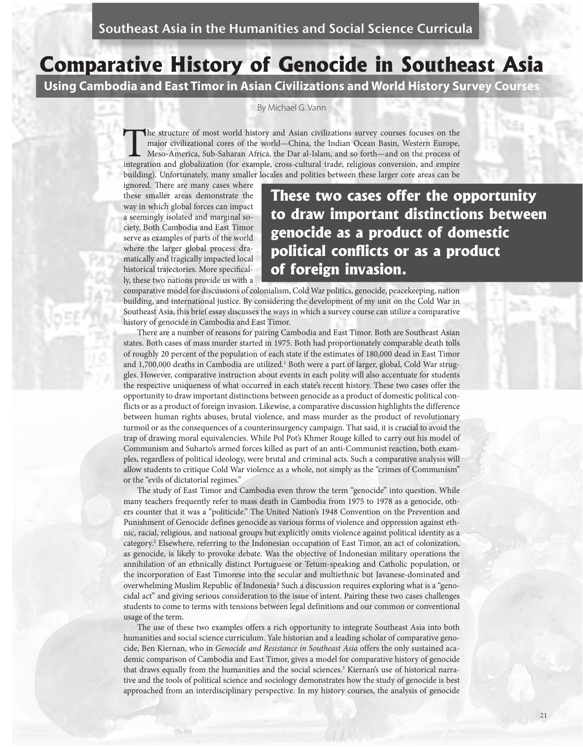Southeast Asia in the Humanities and Social Science Curricula

# Comparative History of Genocide in Southeast Asia

## Using Cambodia and East Timor in Asian Civilizations and World History Survey Courses

By Michael G. Vann

The structure of most world history and Asian civilizations survey courses focuses on the major civilizational cores of the world—China, the Indian Ocean Basin, Western Europe, Meso-America, Sub-Saharan Africa, the Dar al-Islam, and so forth—and on the process of integration and globalization (for example, cross-cultural trade, religious conversion, and empire building). Unfortunately, many smaller locales and polities between these larger core areas can be ignored. There are many cases where these smaller areas demonstrate the way in which global forces can impact a seemingly isolated and marginal society. Both Cambodia and East Timor serve as examples of parts of the world where the larger global process dramatically and tragically impacted local historical trajectories. More specifically, these two nations provide us with a comparative model for discussions of colonialism, Cold War politics, genocide, peacekeeping, nation building, and international justice. By considering the development of my unit on the Cold War in Southeast Asia, this brief essay discusses the ways in which a survey course can utilize a comparative history of genocide in Cambodia and East Timor.

**These two cases offer the opportunity to draw important distinctions between genocide as a product of domestic political conflicts or as a product of foreign invasion.**

There are a number of reasons for pairing Cambodia and East Timor. Both are Southeast Asian states. Both cases of mass murder started in 1975. Both had proportionately comparable death tolls of roughly 20 percent of the population of each state if the estimates of 180,000 dead in East Timor and 1,700,000 deaths in Cambodia are utilized.[1] Both were a part of larger, global, Cold War struggles. However, comparative instruction about events in each polity will also accentuate for students the respective uniqueness of what occurred in each state's recent history. These two cases offer the opportunity to draw important distinctions between genocide as a product of domestic political conflicts or as a product of foreign invasion. Likewise, a comparative discussion highlights the difference between human rights abuses, brutal violence, and mass murder as the product of revolutionary turmoil or as the consequences of a counterinsurgency campaign. That said, it is crucial to avoid the trap of drawing moral equivalencies. While Pol Pot's Khmer Rouge killed to carry out his model of Communism and Suharto's armed forces killed as part of an anti-Communist reaction, both examples, regardless of political ideology, were brutal and criminal acts. Such a comparative analysis will allow students to critique Cold War violence as a whole, not simply as the "crimes of Communism" or the "evils of dictatorial regimes."

The study of East Timor and Cambodia even throw the term "genocide" into question. While many teachers frequently refer to mass death in Cambodia from 1975 to 1978 as a genocide, others counter that it was a "politicide." The United Nation's 1948 Convention on the Prevention and Punishment of Genocide defines genocide as various forms of violence and oppression against ethnic, racial, religious, and national groups but explicitly omits violence against political identity as a category.[2] Elsewhere, referring to the Indonesian occupation of East Timor, an act of colonization, as genocide, is likely to provoke debate. Was the objective of Indonesian military operations the annihilation of an ethnically distinct Portuguese or Tetum-speaking and Catholic population, or the incorporation of East Timorese into the secular and multiethnic but Javanese-dominated and overwhelming Muslim Republic of Indonesia? Such a discussion requires exploring what is a "genocidal act" and giving serious consideration to the issue of intent. Pairing these two cases challenges students to come to terms with tensions between legal definitions and our common or conventional usage of the term.

The use of these two examples offers a rich opportunity to integrate Southeast Asia into both humanities and social science curriculum. Yale historian and a leading scholar of comparative genocide, Ben Kiernan, who in *Genocide and Resistance in Southeast Asia* offers the only sustained academic comparison of Cambodia and East Timor, gives a model for comparative history of genocide that draws equally from the humanities and the social sciences.[3] Kiernan's use of historical narrative and the tools of political science and sociology demonstrates how the study of genocide is best approached from an interdisciplinary perspective. In my history courses, the analysis of genocide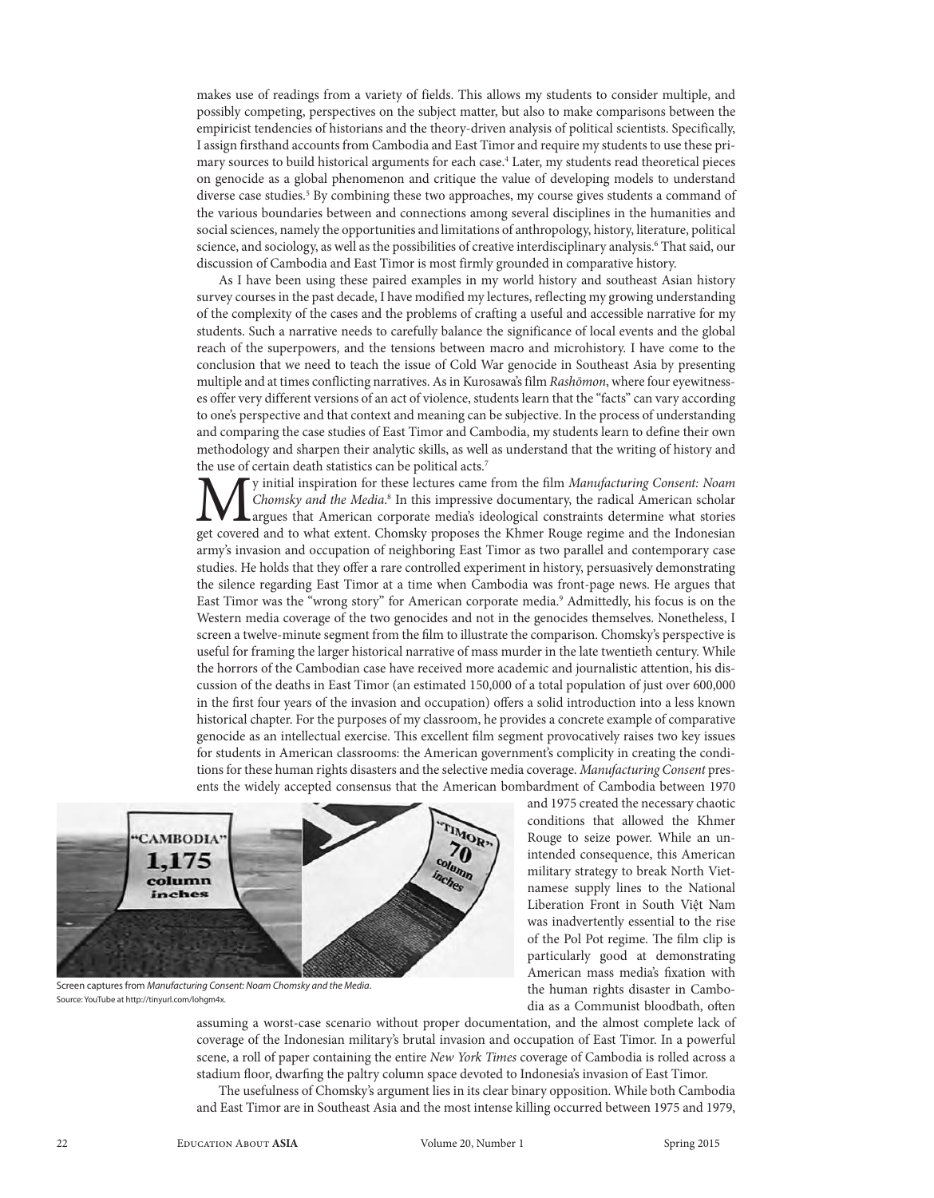makes use of readings from a variety of fields. This allows my students to consider multiple, and possibly competing, perspectives on the subject matter, but also to make comparisons between the empiricist tendencies of historians and the theory-driven analysis of political scientists. Specifically, I assign firsthand accounts from Cambodia and East Timor and require my students to use these primary sources to build historical arguments for each case.[4] Later, my students read theoretical pieces on genocide as a global phenomenon and critique the value of developing models to understand diverse case studies.[5] By combining these two approaches, my course gives students a command of the various boundaries between and connections among several disciplines in the humanities and social sciences, namely the opportunities and limitations of anthropology, history, literature, political science, and sociology, as well as the possibilities of creative interdisciplinary analysis.[6] That said, our discussion of Cambodia and East Timor is most firmly grounded in comparative history.

As I have been using these paired examples in my world history and southeast Asian history survey courses in the past decade, I have modified my lectures, reflecting my growing understanding of the complexity of the cases and the problems of crafting a useful and accessible narrative for my students. Such a narrative needs to carefully balance the significance of local events and the global reach of the superpowers, and the tensions between macro and microhistory. I have come to the conclusion that we need to teach the issue of Cold War genocide in Southeast Asia by presenting multiple and at times conflicting narratives. As in Kurosawa's film *Rashōmon*, where four eyewitnesses offer very different versions of an act of violence, students learn that the "facts" can vary according to one's perspective and that context and meaning can be subjective. In the process of understanding and comparing the case studies of East Timor and Cambodia, my students learn to define their own methodology and sharpen their analytic skills, as well as understand that the writing of history and the use of certain death statistics can be political acts.[7]

My initial inspiration for these lectures came from the film *Manufacturing Consent: Noam Chomsky and the Media*.[8] In this impressive documentary, the radical American scholar argues that American corporate media's ideological constraints determine what stories get covered and to what extent. Chomsky proposes the Khmer Rouge regime and the Indonesian army's invasion and occupation of neighboring East Timor as two parallel and contemporary case studies. He holds that they offer a rare controlled experiment in history, persuasively demonstrating the silence regarding East Timor at a time when Cambodia was front-page news. He argues that East Timor was the "wrong story" for American corporate media.[9] Admittedly, his focus is on the Western media coverage of the two genocides and not in the genocides themselves. Nonetheless, I screen a twelve-minute segment from the film to illustrate the comparison. Chomsky's perspective is useful for framing the larger historical narrative of mass murder in the late twentieth century. While the horrors of the Cambodian case have received more academic and journalistic attention, his discussion of the deaths in East Timor (an estimated 150,000 of a total population of just over 600,000 in the first four years of the invasion and occupation) offers a solid introduction into a less known historical chapter. For the purposes of my classroom, he provides a concrete example of comparative genocide as an intellectual exercise. This excellent film segment provocatively raises two key issues for students in American classrooms: the American government's complicity in creating the conditions for these human rights disasters and the selective media coverage. *Manufacturing Consent* presents the widely accepted consensus that the American bombardment of Cambodia between 1970 and 1975 created the necessary chaotic conditions that allowed the Khmer Rouge to seize power. While an unintended consequence, this American military strategy to break North Vietnamese supply lines to the National Liberation Front in South Việt Nam was inadvertently essential to the rise of the Pol Pot regime. The film clip is particularly good at demonstrating American mass media's fixation with the human rights disaster in Cambodia as a Communist bloodbath, often assuming a worst-case scenario without proper documentation, and the almost complete lack of coverage of the Indonesian military's brutal invasion and occupation of East Timor. In a powerful scene, a roll of paper containing the entire *New York Times* coverage of Cambodia is rolled across a stadium floor, dwarfing the paltry column space devoted to Indonesia's invasion of East Timor.

Screen captures from *Manufacturing Consent: Noam Chomsky and the Media*. Source: YouTube at http://tinyurl.com/lohgm4x.

The usefulness of Chomsky's argument lies in its clear binary opposition. While both Cambodia and East Timor are in Southeast Asia and the most intense killing occurred between 1975 and 1979,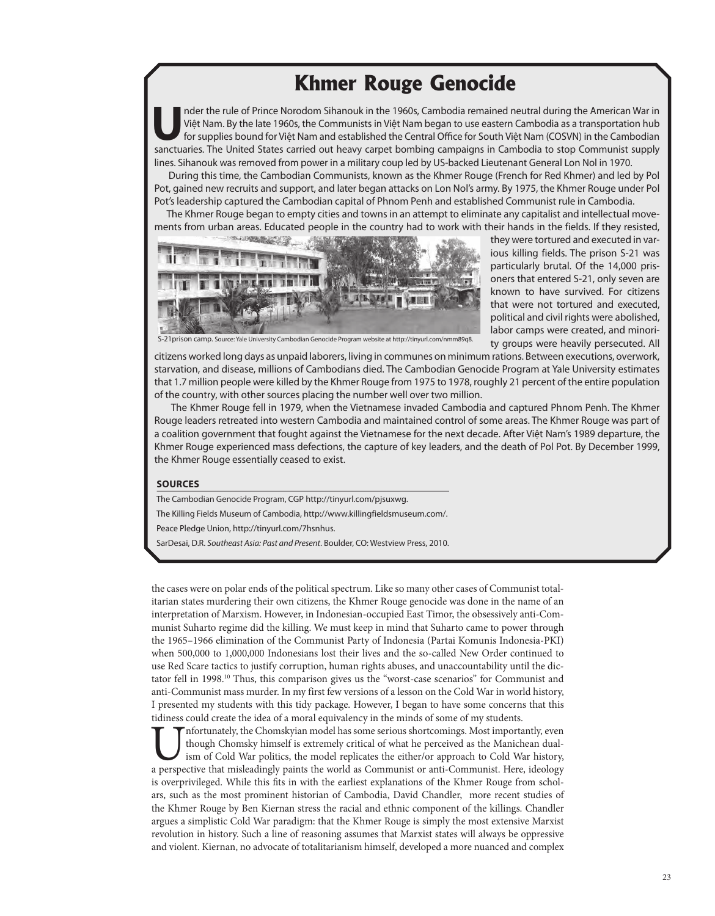## Khmer Rouge Genocide

Under the rule of Prince Norodom Sihanouk in the 1960s, Cambodia remained neutral during the American War in Việt Nam. By the late 1960s, the Communists in Việt Nam began to use eastern Cambodia as a transportation hub for supplies bound for Việt Nam and established the Central Office for South Việt Nam (COSVN) in the Cambodian sanctuaries. The United States carried out heavy carpet bombing campaigns in Cambodia to stop Communist supply lines. Sihanouk was removed from power in a military coup led by US-backed Lieutenant General Lon Nol in 1970.

During this time, the Cambodian Communists, known as the Khmer Rouge (French for Red Khmer) and led by Pol Pot, gained new recruits and support, and later began attacks on Lon Nol's army. By 1975, the Khmer Rouge under Pol Pot's leadership captured the Cambodian capital of Phnom Penh and established Communist rule in Cambodia.

The Khmer Rouge began to empty cities and towns in an attempt to eliminate any capitalist and intellectual movements from urban areas. Educated people in the country had to work with their hands in the fields. If they resisted, they were tortured and executed in various killing fields. The prison S-21 was particularly brutal. Of the 14,000 prisoners that entered S-21, only seven are known to have survived. For citizens that were not tortured and executed, political and civil rights were abolished, labor camps were created, and minority groups were heavily persecuted. All citizens worked long days as unpaid laborers, living in communes on minimum rations. Between executions, overwork, starvation, and disease, millions of Cambodians died. The Cambodian Genocide Program at Yale University estimates that 1.7 million people were killed by the Khmer Rouge from 1975 to 1978, roughly 21 percent of the entire population of the country, with other sources placing the number well over two million.

S-21prison camp. Source: Yale University Cambodian Genocide Program website at http://tinyurl.com/nmm89q8.

The Khmer Rouge fell in 1979, when the Vietnamese invaded Cambodia and captured Phnom Penh. The Khmer Rouge leaders retreated into western Cambodia and maintained control of some areas. The Khmer Rouge was part of a coalition government that fought against the Vietnamese for the next decade. After Việt Nam's 1989 departure, the Khmer Rouge experienced mass defections, the capture of key leaders, and the death of Pol Pot. By December 1999, the Khmer Rouge essentially ceased to exist.

**SOURCES**

The Cambodian Genocide Program, CGP http://tinyurl.com/pjsuxwg.

The Killing Fields Museum of Cambodia, http://www.killingfieldsmuseum.com/.

Peace Pledge Union, http://tinyurl.com/7hsnhus.

SarDesai, D.R. *Southeast Asia: Past and Present*. Boulder, CO: Westview Press, 2010.

the cases were on polar ends of the political spectrum. Like so many other cases of Communist totalitarian states murdering their own citizens, the Khmer Rouge genocide was done in the name of an interpretation of Marxism. However, in Indonesian-occupied East Timor, the obsessively anti-Communist Suharto regime did the killing. We must keep in mind that Suharto came to power through the 1965–1966 elimination of the Communist Party of Indonesia (Partai Komunis Indonesia-PKI) when 500,000 to 1,000,000 Indonesians lost their lives and the so-called New Order continued to use Red Scare tactics to justify corruption, human rights abuses, and unaccountability until the dictator fell in 1998.[10] Thus, this comparison gives us the "worst-case scenarios" for Communist and anti-Communist mass murder. In my first few versions of a lesson on the Cold War in world history, I presented my students with this tidy package. However, I began to have some concerns that this tidiness could create the idea of a moral equivalency in the minds of some of my students.

Unfortunately, the Chomskyian model has some serious shortcomings. Most importantly, even though Chomsky himself is extremely critical of what he perceived as the Manichean dualism of Cold War politics, the model replicates the either/or approach to Cold War history, a perspective that misleadingly paints the world as Communist or anti-Communist. Here, ideology is overprivileged. While this fits in with the earliest explanations of the Khmer Rouge from scholars, such as the most prominent historian of Cambodia, David Chandler, more recent studies of the Khmer Rouge by Ben Kiernan stress the racial and ethnic component of the killings. Chandler argues a simplistic Cold War paradigm: that the Khmer Rouge is simply the most extensive Marxist revolution in history. Such a line of reasoning assumes that Marxist states will always be oppressive and violent. Kiernan, no advocate of totalitarianism himself, developed a more nuanced and complex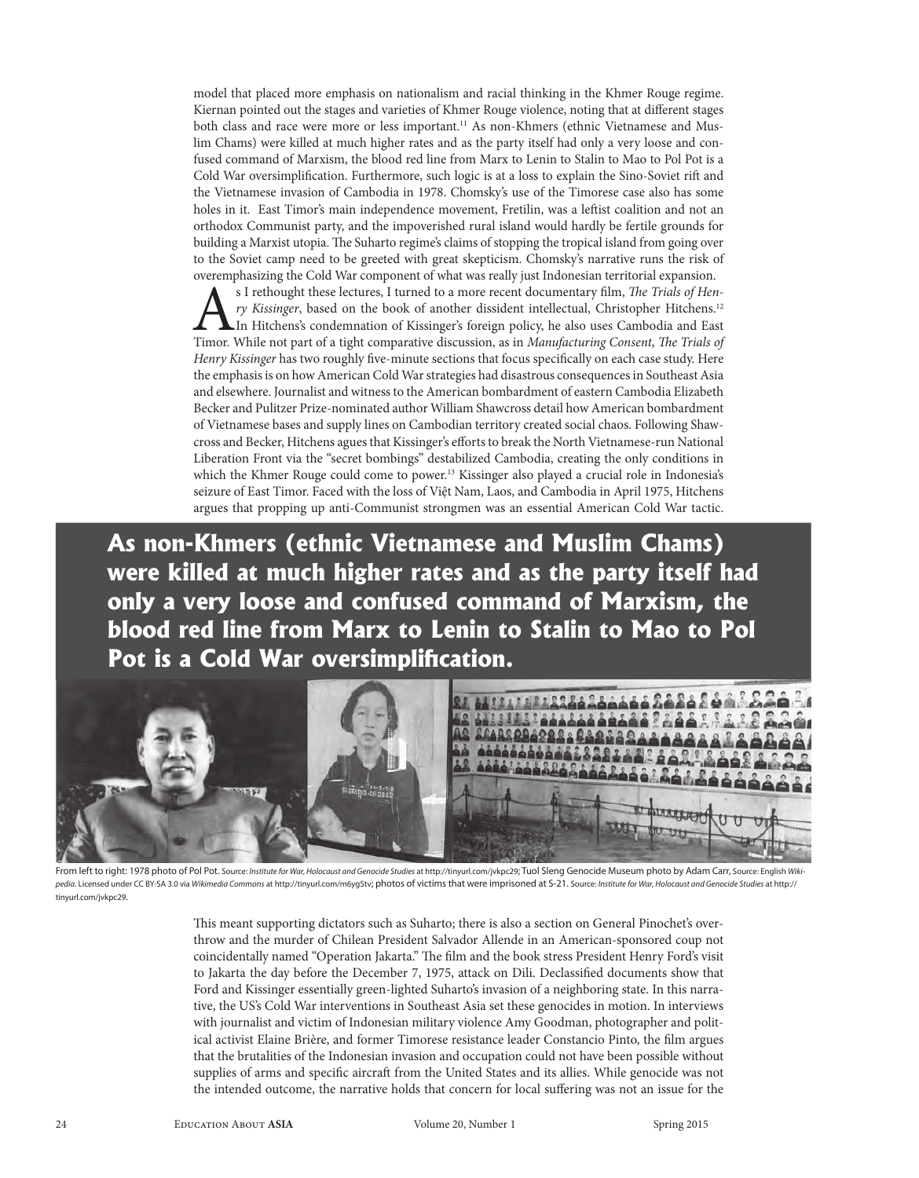model that placed more emphasis on nationalism and racial thinking in the Khmer Rouge regime. Kiernan pointed out the stages and varieties of Khmer Rouge violence, noting that at different stages both class and race were more or less important.[11] As non-Khmers (ethnic Vietnamese and Muslim Chams) were killed at much higher rates and as the party itself had only a very loose and confused command of Marxism, the blood red line from Marx to Lenin to Stalin to Mao to Pol Pot is a Cold War oversimplification. Furthermore, such logic is at a loss to explain the Sino-Soviet rift and the Vietnamese invasion of Cambodia in 1978. Chomsky's use of the Timorese case also has some holes in it. East Timor's main independence movement, Fretilin, was a leftist coalition and not an orthodox Communist party, and the impoverished rural island would hardly be fertile grounds for building a Marxist utopia. The Suharto regime's claims of stopping the tropical island from going over to the Soviet camp need to be greeted with great skepticism. Chomsky's narrative runs the risk of overemphasizing the Cold War component of what was really just Indonesian territorial expansion.

As I rethought these lectures, I turned to a more recent documentary film, *The Trials of Henry Kissinger*, based on the book of another dissident intellectual, Christopher Hitchens.[12] In Hitchens's condemnation of Kissinger's foreign policy, he also uses Cambodia and East Timor. While not part of a tight comparative discussion, as in *Manufacturing Consent*, *The Trials of Henry Kissinger* has two roughly five-minute sections that focus specifically on each case study. Here the emphasis is on how American Cold War strategies had disastrous consequences in Southeast Asia and elsewhere. Journalist and witness to the American bombardment of eastern Cambodia Elizabeth Becker and Pulitzer Prize-nominated author William Shawcross detail how American bombardment of Vietnamese bases and supply lines on Cambodian territory created social chaos. Following Shawcross and Becker, Hitchens agues that Kissinger's efforts to break the North Vietnamese-run National Liberation Front via the "secret bombings" destabilized Cambodia, creating the only conditions in which the Khmer Rouge could come to power.[13] Kissinger also played a crucial role in Indonesia's seizure of East Timor. Faced with the loss of Việt Nam, Laos, and Cambodia in April 1975, Hitchens argues that propping up anti-Communist strongmen was an essential American Cold War tactic.

**As non-Khmers (ethnic Vietnamese and Muslim Chams) were killed at much higher rates and as the party itself had only a very loose and confused command of Marxism, the blood red line from Marx to Lenin to Stalin to Mao to Pol Pot is a Cold War oversimplification.**

From left to right: 1978 photo of Pol Pot. Source: *Institute for War, Holocaust and Genocide Studies* at http://tinyurl.com/jvkpc29; Tuol Sleng Genocide Museum photo by Adam Carr, Source: English *Wikipedia*. Licensed under CC BY-SA 3.0 via *Wikimedia Commons* at http://tinyurl.com/m6yg5tv; photos of victims that were imprisoned at S-21. Source: *Institute for War, Holocaust and Genocide Studies* at http://tinyurl.com/jvkpc29.

This meant supporting dictators such as Suharto; there is also a section on General Pinochet's overthrow and the murder of Chilean President Salvador Allende in an American-sponsored coup not coincidentally named "Operation Jakarta." The film and the book stress President Henry Ford's visit to Jakarta the day before the December 7, 1975, attack on Dili. Declassified documents show that Ford and Kissinger essentially green-lighted Suharto's invasion of a neighboring state. In this narrative, the US's Cold War interventions in Southeast Asia set these genocides in motion. In interviews with journalist and victim of Indonesian military violence Amy Goodman, photographer and political activist Elaine Brière, and former Timorese resistance leader Constancio Pinto, the film argues that the brutalities of the Indonesian invasion and occupation could not have been possible without supplies of arms and specific aircraft from the United States and its allies. While genocide was not the intended outcome, the narrative holds that concern for local suffering was not an issue for the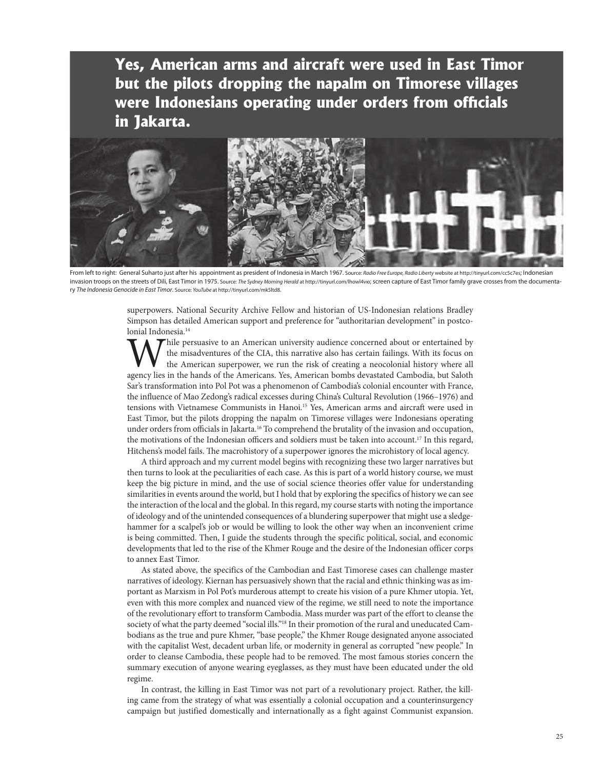**Yes, American arms and aircraft were used in East Timor but the pilots dropping the napalm on Timorese villages were Indonesians operating under orders from officials in Jakarta.**

From left to right: General Suharto just after his appointment as president of Indonesia in March 1967. Source: *Radio Free Europe, Radio Liberty* website at http://tinyurl.com/cc5c7es; Indonesian invasion troops on the streets of Dili, East Timor in 1975. Source: *The Sydney Morning Herald* at http://tinyurl.com/lhowl4vo; screen capture of East Timor family grave crosses from the documentary *The Indonesia Genocide in East Timor*. Source: *YouTube* at http://tinyurl.com/mk5ltd8.

superpowers. National Security Archive Fellow and historian of US-Indonesian relations Bradley Simpson has detailed American support and preference for "authoritarian development" in postcolonial Indonesia.[14]

While persuasive to an American university audience concerned about or entertained by the misadventures of the CIA, this narrative also has certain failings. With its focus on the American superpower, we run the risk of creating a neocolonial history where all agency lies in the hands of the Americans. Yes, American bombs devastated Cambodia, but Saloth Sar's transformation into Pol Pot was a phenomenon of Cambodia's colonial encounter with France, the influence of Mao Zedong's radical excesses during China's Cultural Revolution (1966–1976) and tensions with Vietnamese Communists in Hanoi.[15] Yes, American arms and aircraft were used in East Timor, but the pilots dropping the napalm on Timorese villages were Indonesians operating under orders from officials in Jakarta.[16] To comprehend the brutality of the invasion and occupation, the motivations of the Indonesian officers and soldiers must be taken into account.[17] In this regard, Hitchens's model fails. The macrohistory of a superpower ignores the microhistory of local agency.

A third approach and my current model begins with recognizing these two larger narratives but then turns to look at the peculiarities of each case. As this is part of a world history course, we must keep the big picture in mind, and the use of social science theories offer value for understanding similarities in events around the world, but I hold that by exploring the specifics of history we can see the interaction of the local and the global. In this regard, my course starts with noting the importance of ideology and of the unintended consequences of a blundering superpower that might use a sledgehammer for a scalpel's job or would be willing to look the other way when an inconvenient crime is being committed. Then, I guide the students through the specific political, social, and economic developments that led to the rise of the Khmer Rouge and the desire of the Indonesian officer corps to annex East Timor.

As stated above, the specifics of the Cambodian and East Timorese cases can challenge master narratives of ideology. Kiernan has persuasively shown that the racial and ethnic thinking was as important as Marxism in Pol Pot's murderous attempt to create his vision of a pure Khmer utopia. Yet, even with this more complex and nuanced view of the regime, we still need to note the importance of the revolutionary effort to transform Cambodia. Mass murder was part of the effort to cleanse the society of what the party deemed "social ills."[18] In their promotion of the rural and uneducated Cambodians as the true and pure Khmer, "base people," the Khmer Rouge designated anyone associated with the capitalist West, decadent urban life, or modernity in general as corrupted "new people." In order to cleanse Cambodia, these people had to be removed. The most famous stories concern the summary execution of anyone wearing eyeglasses, as they must have been educated under the old regime.

In contrast, the killing in East Timor was not part of a revolutionary project. Rather, the killing came from the strategy of what was essentially a colonial occupation and a counterinsurgency campaign but justified domestically and internationally as a fight against Communist expansion.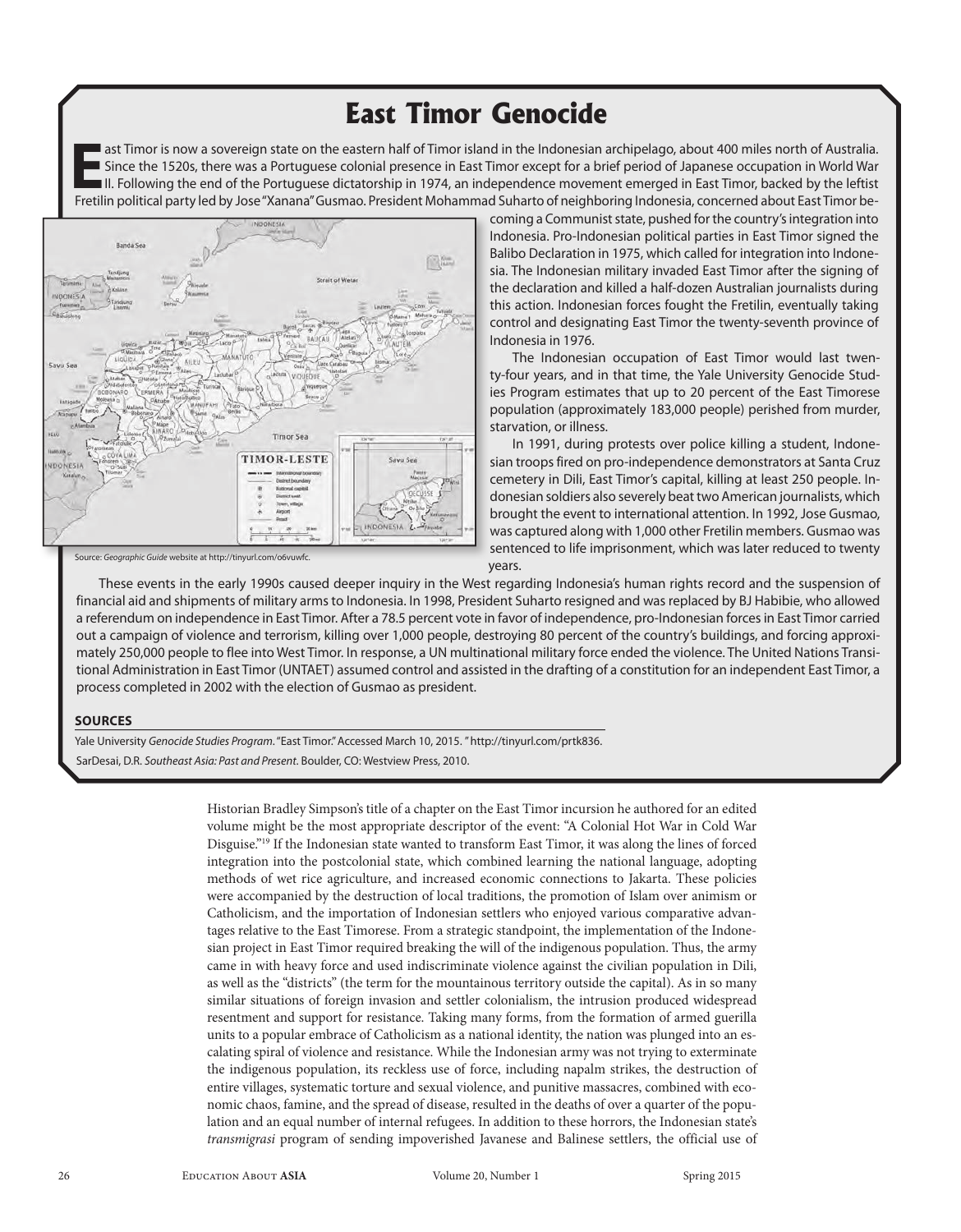# East Timor Genocide

East Timor is now a sovereign state on the eastern half of Timor island in the Indonesian archipelago, about 400 miles north of Australia. Since the 1520s, there was a Portuguese colonial presence in East Timor except for a brief period of Japanese occupation in World War II. Following the end of the Portuguese dictatorship in 1974, an independence movement emerged in East Timor, backed by the leftist Fretilin political party led by Jose "Xanana" Gusmao. President Mohammad Suharto of neighboring Indonesia, concerned about East Timor becoming a Communist state, pushed for the country's integration into Indonesia. Pro-Indonesian political parties in East Timor signed the Balibo Declaration in 1975, which called for integration into Indonesia. The Indonesian military invaded East Timor after the signing of the declaration and killed a half-dozen Australian journalists during this action. Indonesian forces fought the Fretilin, eventually taking control and designating East Timor the twenty-seventh province of Indonesia in 1976.

Source: *Geographic Guide* website at http://tinyurl.com/o6vuwfc.

The Indonesian occupation of East Timor would last twenty-four years, and in that time, the Yale University Genocide Studies Program estimates that up to 20 percent of the East Timorese population (approximately 183,000 people) perished from murder, starvation, or illness.

In 1991, during protests over police killing a student, Indonesian troops fired on pro-independence demonstrators at Santa Cruz cemetery in Dili, East Timor's capital, killing at least 250 people. Indonesian soldiers also severely beat two American journalists, which brought the event to international attention. In 1992, Jose Gusmao, was captured along with 1,000 other Fretilin members. Gusmao was sentenced to life imprisonment, which was later reduced to twenty years.

These events in the early 1990s caused deeper inquiry in the West regarding Indonesia's human rights record and the suspension of financial aid and shipments of military arms to Indonesia. In 1998, President Suharto resigned and was replaced by BJ Habibie, who allowed a referendum on independence in East Timor. After a 78.5 percent vote in favor of independence, pro-Indonesian forces in East Timor carried out a campaign of violence and terrorism, killing over 1,000 people, destroying 80 percent of the country's buildings, and forcing approximately 250,000 people to flee into West Timor. In response, a UN multinational military force ended the violence. The United Nations Transitional Administration in East Timor (UNTAET) assumed control and assisted in the drafting of a constitution for an independent East Timor, a process completed in 2002 with the election of Gusmao as president.

**SOURCES**

Yale University *Genocide Studies Program*. "East Timor." Accessed March 10, 2015. " http://tinyurl.com/prtk836.

SarDesai, D.R. *Southeast Asia: Past and Present*. Boulder, CO: Westview Press, 2010.

Historian Bradley Simpson's title of a chapter on the East Timor incursion he authored for an edited volume might be the most appropriate descriptor of the event: "A Colonial Hot War in Cold War Disguise."[19] If the Indonesian state wanted to transform East Timor, it was along the lines of forced integration into the postcolonial state, which combined learning the national language, adopting methods of wet rice agriculture, and increased economic connections to Jakarta. These policies were accompanied by the destruction of local traditions, the promotion of Islam over animism or Catholicism, and the importation of Indonesian settlers who enjoyed various comparative advantages relative to the East Timorese. From a strategic standpoint, the implementation of the Indonesian project in East Timor required breaking the will of the indigenous population. Thus, the army came in with heavy force and used indiscriminate violence against the civilian population in Dili, as well as the "districts" (the term for the mountainous territory outside the capital). As in so many similar situations of foreign invasion and settler colonialism, the intrusion produced widespread resentment and support for resistance. Taking many forms, from the formation of armed guerilla units to a popular embrace of Catholicism as a national identity, the nation was plunged into an escalating spiral of violence and resistance. While the Indonesian army was not trying to exterminate the indigenous population, its reckless use of force, including napalm strikes, the destruction of entire villages, systematic torture and sexual violence, and punitive massacres, combined with economic chaos, famine, and the spread of disease, resulted in the deaths of over a quarter of the population and an equal number of internal refugees. In addition to these horrors, the Indonesian state's *transmigrasi* program of sending impoverished Javanese and Balinese settlers, the official use of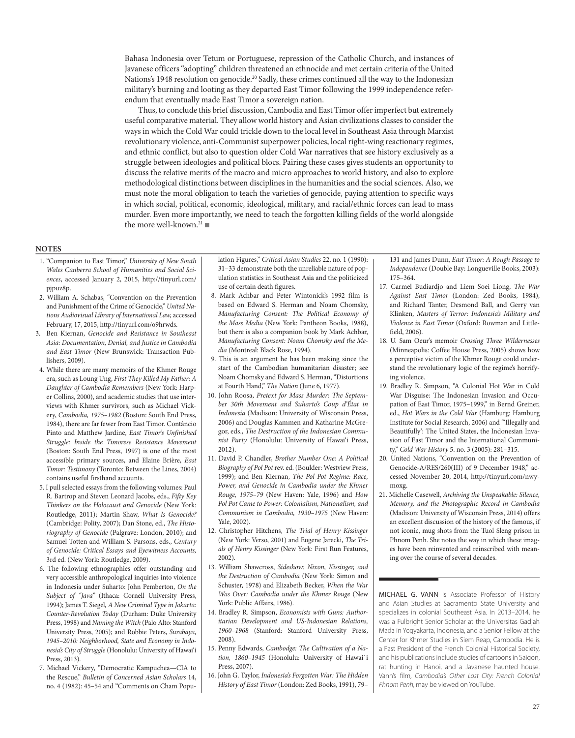Bahasa Indonesia over Tetum or Portuguese, repression of the Catholic Church, and instances of Javanese officers "adopting" children threatened an ethnocide and met certain criteria of the United Nations's 1948 resolution on genocide.[20] Sadly, these crimes continued all the way to the Indonesian military's burning and looting as they departed East Timor following the 1999 independence referendum that eventually made East Timor a sovereign nation.

Thus, to conclude this brief discussion, Cambodia and East Timor offer imperfect but extremely useful comparative material. They allow world history and Asian civilizations classes to consider the ways in which the Cold War could trickle down to the local level in Southeast Asia through Marxist revolutionary violence, anti-Communist superpower policies, local right-wing reactionary regimes, and ethnic conflict, but also to question older Cold War narratives that see history exclusively as a struggle between ideologies and political blocs. Pairing these cases gives students an opportunity to discuss the relative merits of the macro and micro approaches to world history, and also to explore methodological distinctions between disciplines in the humanities and the social sciences. Also, we must note the moral obligation to teach the varieties of genocide, paying attention to specific ways in which social, political, economic, ideological, military, and racial/ethnic forces can lead to mass murder. Even more importantly, we need to teach the forgotten killing fields of the world alongside the more well-known.[21] ■

## NOTES

1. "Companion to East Timor," *University of New South Wales Canberra School of Humanities and Social Sciences*, accessed January 2, 2015, http://tinyurl.com/pjpuz8p.
2. William A. Schabas, "Convention on the Prevention and Punishment of the Crime of Genocide," *United Nations Audiovisual Library of International Law,* accessed February, 17, 2015, http://tinyurl.com/o9hrwds.
3. Ben Kiernan, *Genocide and Resistance in Southeast Asia: Documentation, Denial, and Justice in Cambodia and East Timor* (New Brunswick: Transaction Publishers, 2009).
4. While there are many memoirs of the Khmer Rouge era, such as Loung Ung, *First They Killed My Father: A Daughter of Cambodia Remembers* (New York: Harper Collins, 2000), and academic studies that use interviews with Khmer survivors, such as Michael Vickery, *Cambodia, 1975–1982* (Boston: South End Press, 1984), there are far fewer from East Timor. Contâncio Pinto and Matthew Jardine, *East Timor's Unfinished Struggle: Inside the Timorese Resistance Movement* (Boston: South End Press, 1997) is one of the most accessible primary sources, and Elaine Brière, *East Timor: Testimony* (Toronto: Between the Lines, 2004) contains useful firsthand accounts.
5. I pull selected essays from the following volumes: Paul R. Bartrop and Steven Leonard Jacobs, eds., *Fifty Key Thinkers on the Holocaust and Genocide* (New York: Routledge, 2011); Martin Shaw, *What Is Genocide?* (Cambridge: Polity, 2007); Dan Stone, ed., *The Historiography of Genocide* (Palgrave: London, 2010); and Samuel Totten and William S. Parsons, eds., *Century of Genocide: Critical Essays and Eyewitness Accounts,* 3rd ed. (New York: Routledge, 2009).
6. The following ethnographies offer outstanding and very accessible anthropological inquiries into violence in Indonesia under Suharto: John Pemberton, *On the Subject of "Java"* (Ithaca: Cornell University Press, 1994); James T. Siegel, *A New Criminal Type in Jakarta: Counter-Revolution Today* (Durham: Duke University Press, 1998) and *Naming the Witch* (Palo Alto: Stanford University Press, 2005); and Robbie Peters, *Surabaya, 1945–2010: Neighborhood, State and Economy in Indonesia's City of Struggle* (Honolulu: University of Hawai'i Press, 2013).
7. Michael Vickery, "Democratic Kampuchea—CIA to the Rescue," *Bulletin of Concerned Asian Scholars* 14, no. 4 (1982): 45–54 and "Comments on Cham Population Figures," *Critical Asian Studies* 22, no. 1 (1990): 31–33 demonstrate both the unreliable nature of population statistics in Southeast Asia and the politicized use of certain death figures.
8. Mark Achbar and Peter Wintonick's 1992 film is based on Edward S. Herman and Noam Chomsky, *Manufacturing Consent: The Political Economy of the Mass Media* (New York: Pantheon Books, 1988), but there is also a companion book by Mark Achbar, *Manufacturing Consent: Noam Chomsky and the Media* (Montreal: Black Rose, 1994).
9. This is an argument he has been making since the start of the Cambodian humanitarian disaster; see Noam Chomsky and Edward S. Herman, "Distortions at Fourth Hand," *The Nation* (June 6, 1977).
10. John Roosa, *Pretext for Mass Murder: The September 30th Movement and Suharto's Coup d'État in Indonesia* (Madison: University of Wisconsin Press, 2006) and Douglas Kammen and Katharine McGregor, eds., *The Destruction of the Indonesian Communist Party* (Honolulu: University of Hawai'i Press, 2012).
11. David P. Chandler, *Brother Number One: A Political Biography of Pol Pot* rev. ed. (Boulder: Westview Press, 1999); and Ben Kiernan, *The Pol Pot Regime: Race, Power, and Genocide in Cambodia under the Khmer Rouge, 1975–79* (New Haven: Yale, 1996) and *How Pol Pot Came to Power: Colonialism, Nationalism, and Communism in Cambodia, 1930–1975* (New Haven: Yale, 2002).
12. Christopher Hitchens, *The Trial of Henry Kissinger* (New York: Verso, 2001) and Eugene Jarecki, *The Trials of Henry Kissinger* (New York: First Run Features, 2002).
13. William Shawcross, *Sideshow: Nixon, Kissinger, and the Destruction of Cambodia* (New York: Simon and Schuster, 1978) and Elizabeth Becker, *When the War Was Over: Cambodia under the Khmer Rouge* (New York: Public Affairs, 1986).
14. Bradley R. Simpson, *Economists with Guns: Authoritarian Development and US-Indonesian Relations, 1960–1968* (Stanford: Stanford University Press, 2008).
15. Penny Edwards, *Cambodge: The Cultivation of a Nation, 1860–1945* (Honolulu: University of Hawai`i Press, 2007).
16. John G. Taylor, *Indonesia's Forgotten War: The Hidden History of East Timor* (London: Zed Books, 1991), 79–131 and James Dunn, *East Timor: A Rough Passage to Independence* (Double Bay: Longueville Books, 2003): 175–364.
17. Carmel Budiardjo and Liem Soei Liong, *The War Against East Timor* (London: Zed Books, 1984), and Richard Tanter, Desmond Ball, and Gerry van Klinken, *Masters of Terror: Indonesia's Military and Violence in East Timor* (Oxford: Rowman and Littlefield, 2006).
18. U. Sam Oeur's memoir *Crossing Three Wildernesses* (Minneapolis: Coffee House Press, 2005) shows how a perceptive victim of the Khmer Rouge could understand the revolutionary logic of the regime's horrifying violence.
19. Bradley R. Simpson, "A Colonial Hot War in Cold War Disguise: The Indonesian Invasion and Occupation of East Timor, 1975–1999," in Bernd Greiner, ed., *Hot Wars in the Cold War* (Hamburg: Hamburg Institute for Social Research, 2006) and "'Illegally and Beautifully': The United States, the Indonesian Invasion of East Timor and the International Community," *Cold War History* 5. no. 3 (2005): 281–315.
20. United Nations, "Convention on the Prevention of Genocide-A/RES/260(III) of 9 December 1948," accessed November 20, 2014, http://tinyurl.com/nwymoxg.
21. Michelle Casewell, *Archiving the Unspeakable: Silence, Memory, and the Photographic Record in Cambodia* (Madison: University of Wisconsin Press, 2014) offers an excellent discussion of the history of the famous, if not iconic, mug shots from the Tuol Sleng prison in Phnom Penh. She notes the way in which these images have been reinvented and reinscribed with meaning over the course of several decades.

---

MICHAEL G. VANN is Associate Professor of History and Asian Studies at Sacramento State University and specializes in colonial Southeast Asia. In 2013–2014, he was a Fulbright Senior Scholar at the Universitas Gadjah Mada in Yogyakarta, Indonesia, and a Senior Fellow at the Center for Khmer Studies in Siem Reap, Cambodia. He is a Past President of the French Colonial Historical Society, and his publications include studies of cartoons in Saigon, rat hunting in Hanoi, and a Javanese haunted house. Vann's film, *Cambodia's Other Lost City: French Colonial Phnom Penh,* may be viewed on YouTube.